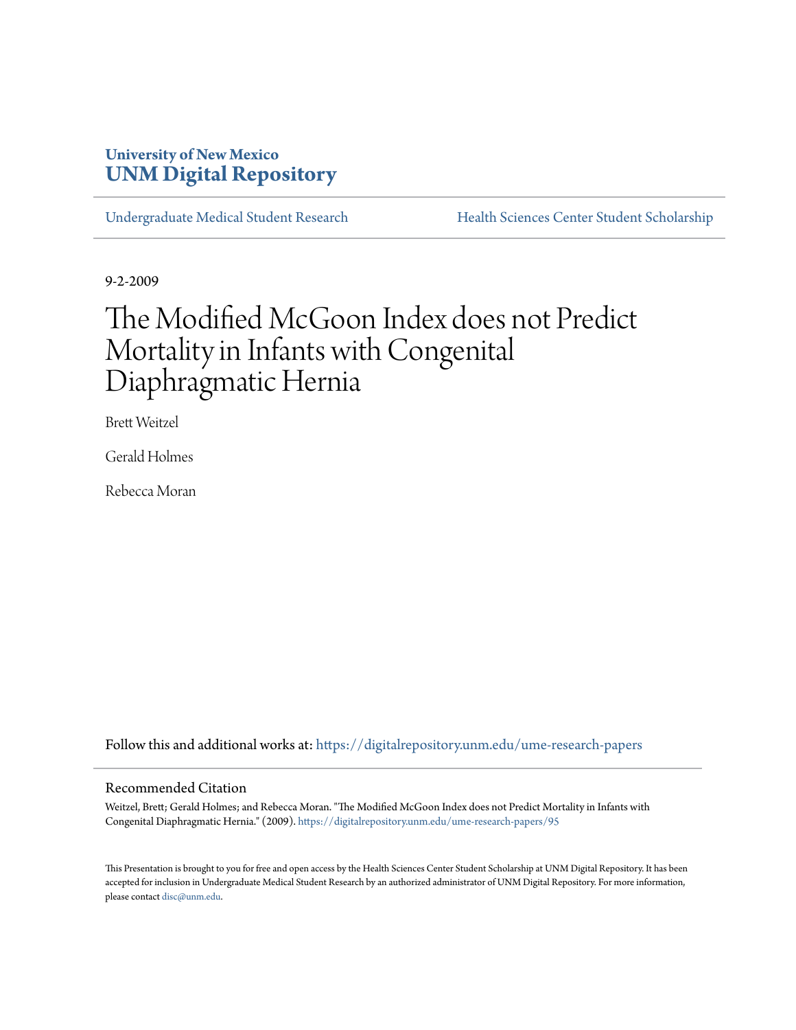University of New Mexico
**UNM Digital Repository**

Undergraduate Medical Student Research | Health Sciences Center Student Scholarship

9-2-2009

# The Modified McGoon Index does not Predict Mortality in Infants with Congenital Diaphragmatic Hernia

Brett Weitzel

Gerald Holmes

Rebecca Moran

Follow this and additional works at: https://digitalrepository.unm.edu/ume-research-papers

## Recommended Citation

Weitzel, Brett; Gerald Holmes; and Rebecca Moran. "The Modified McGoon Index does not Predict Mortality in Infants with Congenital Diaphragmatic Hernia." (2009). https://digitalrepository.unm.edu/ume-research-papers/95

This Presentation is brought to you for free and open access by the Health Sciences Center Student Scholarship at UNM Digital Repository. It has been accepted for inclusion in Undergraduate Medical Student Research by an authorized administrator of UNM Digital Repository. For more information, please contact disc@unm.edu.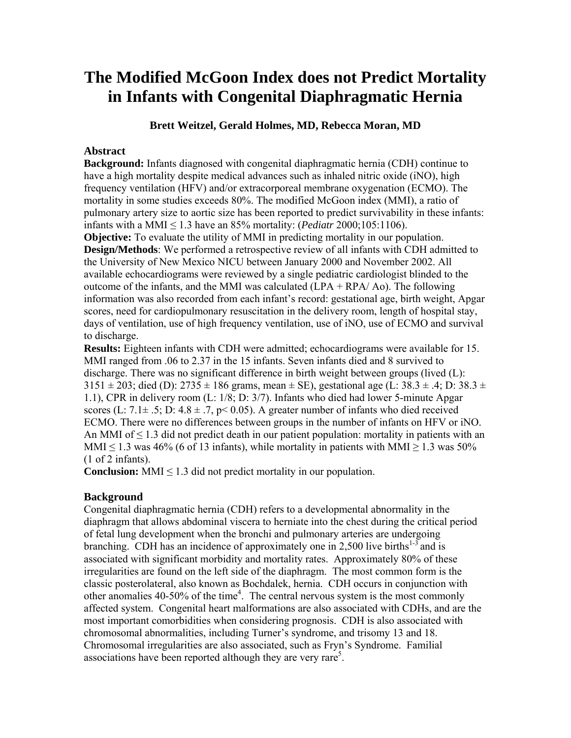# The Modified McGoon Index does not Predict Mortality in Infants with Congenital Diaphragmatic Hernia

**Brett Weitzel, Gerald Holmes, MD, Rebecca Moran, MD**

## Abstract

**Background:** Infants diagnosed with congenital diaphragmatic hernia (CDH) continue to have a high mortality despite medical advances such as inhaled nitric oxide (iNO), high frequency ventilation (HFV) and/or extracorporeal membrane oxygenation (ECMO). The mortality in some studies exceeds 80%. The modified McGoon index (MMI), a ratio of pulmonary artery size to aortic size has been reported to predict survivability in these infants: infants with a MMI ≤ 1.3 have an 85% mortality: (*Pediatr* 2000;105:1106).

**Objective:** To evaluate the utility of MMI in predicting mortality in our population.

**Design/Methods**: We performed a retrospective review of all infants with CDH admitted to the University of New Mexico NICU between January 2000 and November 2002. All available echocardiograms were reviewed by a single pediatric cardiologist blinded to the outcome of the infants, and the MMI was calculated (LPA + RPA/ Ao). The following information was also recorded from each infant's record: gestational age, birth weight, Apgar scores, need for cardiopulmonary resuscitation in the delivery room, length of hospital stay, days of ventilation, use of high frequency ventilation, use of iNO, use of ECMO and survival to discharge.

**Results:** Eighteen infants with CDH were admitted; echocardiograms were available for 15. MMI ranged from .06 to 2.37 in the 15 infants. Seven infants died and 8 survived to discharge. There was no significant difference in birth weight between groups (lived (L): 3151 ± 203; died (D): 2735 ± 186 grams, mean ± SE), gestational age (L: 38.3 ± .4; D: 38.3 ± 1.1), CPR in delivery room (L: 1/8; D: 3/7). Infants who died had lower 5-minute Apgar scores (L: 7.1± .5; D: 4.8 ± .7, $p < 0.05$). A greater number of infants who died received ECMO. There were no differences between groups in the number of infants on HFV or iNO. An MMI of ≤ 1.3 did not predict death in our patient population: mortality in patients with an MMI ≤ 1.3 was 46% (6 of 13 infants), while mortality in patients with MMI ≥ 1.3 was 50% (1 of 2 infants).

**Conclusion:** MMI ≤ 1.3 did not predict mortality in our population.

## Background

Congenital diaphragmatic hernia (CDH) refers to a developmental abnormality in the diaphragm that allows abdominal viscera to herniate into the chest during the critical period of fetal lung development when the bronchi and pulmonary arteries are undergoing branching. CDH has an incidence of approximately one in 2,500 live births[1-3] and is associated with significant morbidity and mortality rates. Approximately 80% of these irregularities are found on the left side of the diaphragm. The most common form is the classic posterolateral, also known as Bochdalek, hernia. CDH occurs in conjunction with other anomalies 40-50% of the time[4]. The central nervous system is the most commonly affected system. Congenital heart malformations are also associated with CDHs, and are the most important comorbidities when considering prognosis. CDH is also associated with chromosomal abnormalities, including Turner's syndrome, and trisomy 13 and 18. Chromosomal irregularities are also associated, such as Fryn's Syndrome. Familial associations have been reported although they are very rare[5].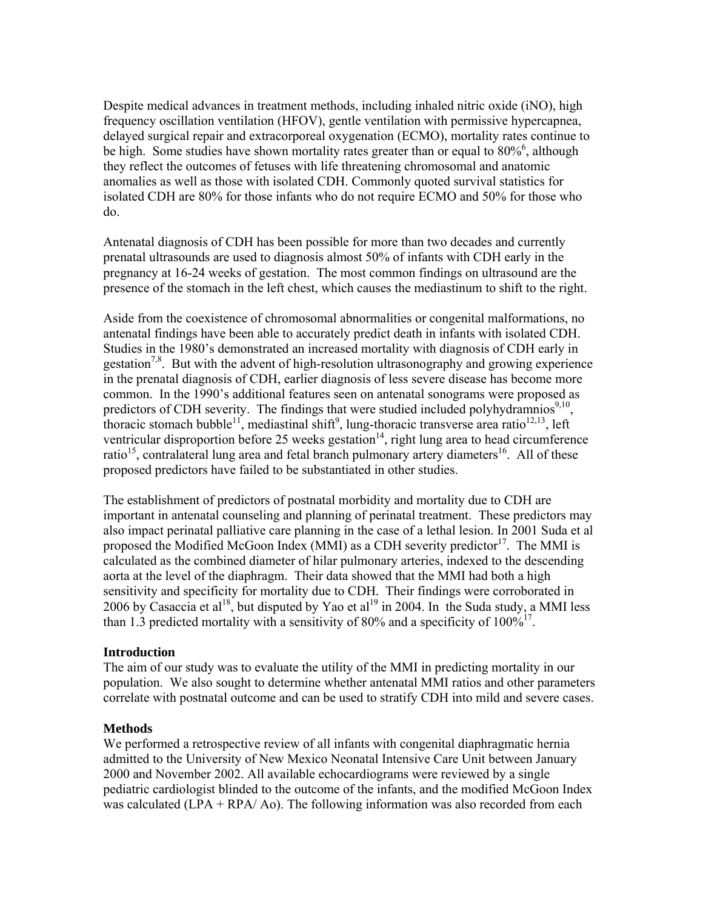Despite medical advances in treatment methods, including inhaled nitric oxide (iNO), high frequency oscillation ventilation (HFOV), gentle ventilation with permissive hypercapnea, delayed surgical repair and extracorporeal oxygenation (ECMO), mortality rates continue to be high. Some studies have shown mortality rates greater than or equal to 80%[6], although they reflect the outcomes of fetuses with life threatening chromosomal and anatomic anomalies as well as those with isolated CDH. Commonly quoted survival statistics for isolated CDH are 80% for those infants who do not require ECMO and 50% for those who do.

Antenatal diagnosis of CDH has been possible for more than two decades and currently prenatal ultrasounds are used to diagnosis almost 50% of infants with CDH early in the pregnancy at 16-24 weeks of gestation. The most common findings on ultrasound are the presence of the stomach in the left chest, which causes the mediastinum to shift to the right.

Aside from the coexistence of chromosomal abnormalities or congenital malformations, no antenatal findings have been able to accurately predict death in infants with isolated CDH. Studies in the 1980's demonstrated an increased mortality with diagnosis of CDH early in gestation[7,8]. But with the advent of high-resolution ultrasonography and growing experience in the prenatal diagnosis of CDH, earlier diagnosis of less severe disease has become more common. In the 1990's additional features seen on antenatal sonograms were proposed as predictors of CDH severity. The findings that were studied included polyhydramnios[9,10], thoracic stomach bubble[11], mediastinal shift[9], lung-thoracic transverse area ratio[12,13], left ventricular disproportion before 25 weeks gestation[14], right lung area to head circumference ratio[15], contralateral lung area and fetal branch pulmonary artery diameters[16]. All of these proposed predictors have failed to be substantiated in other studies.

The establishment of predictors of postnatal morbidity and mortality due to CDH are important in antenatal counseling and planning of perinatal treatment. These predictors may also impact perinatal palliative care planning in the case of a lethal lesion. In 2001 Suda et al proposed the Modified McGoon Index (MMI) as a CDH severity predictor[17]. The MMI is calculated as the combined diameter of hilar pulmonary arteries, indexed to the descending aorta at the level of the diaphragm. Their data showed that the MMI had both a high sensitivity and specificity for mortality due to CDH. Their findings were corroborated in 2006 by Casaccia et al[18], but disputed by Yao et al[19] in 2004. In the Suda study, a MMI less than 1.3 predicted mortality with a sensitivity of 80% and a specificity of 100%[17].

### Introduction

The aim of our study was to evaluate the utility of the MMI in predicting mortality in our population. We also sought to determine whether antenatal MMI ratios and other parameters correlate with postnatal outcome and can be used to stratify CDH into mild and severe cases.

### Methods

We performed a retrospective review of all infants with congenital diaphragmatic hernia admitted to the University of New Mexico Neonatal Intensive Care Unit between January 2000 and November 2002. All available echocardiograms were reviewed by a single pediatric cardiologist blinded to the outcome of the infants, and the modified McGoon Index was calculated (LPA + RPA/ Ao). The following information was also recorded from each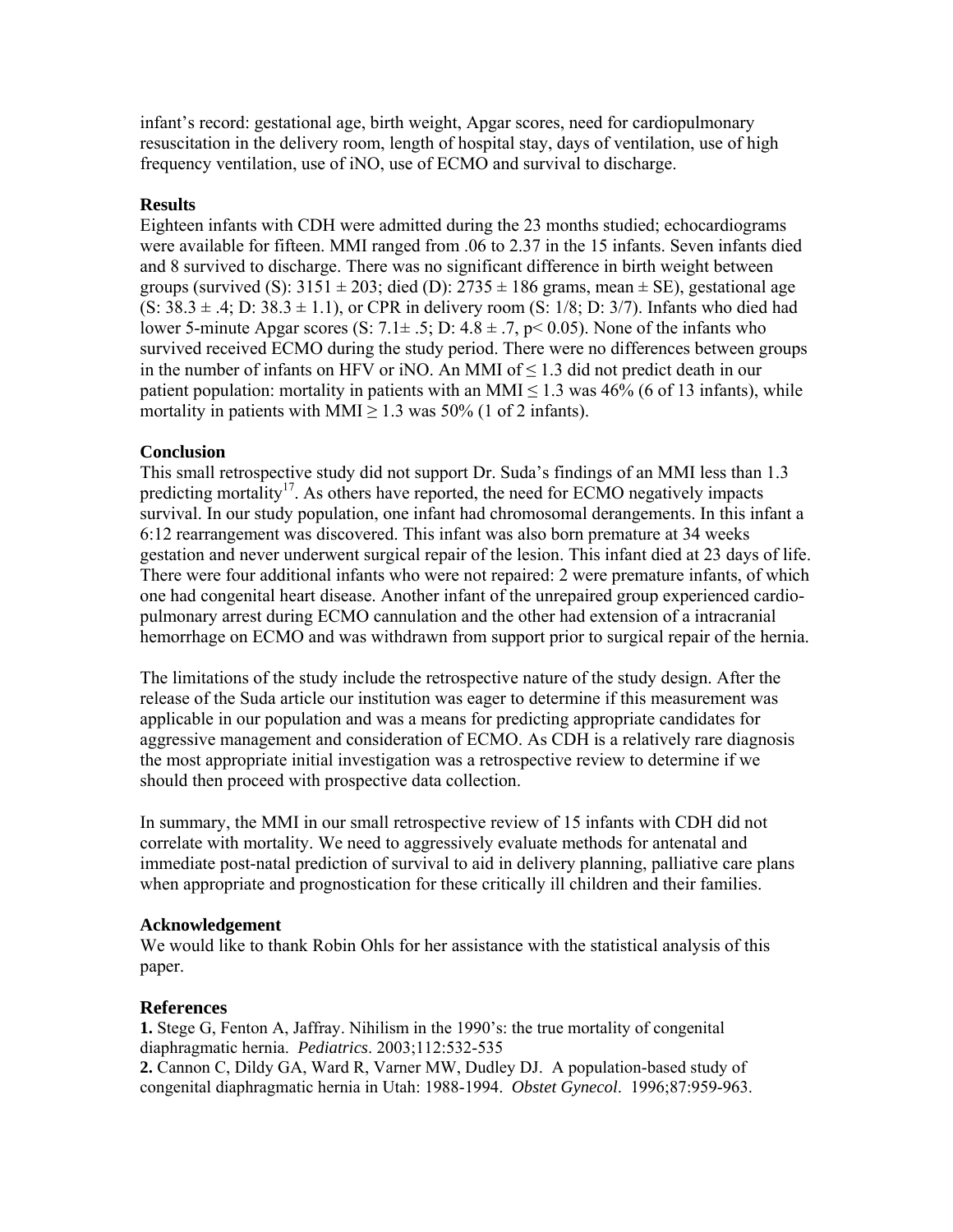infant's record: gestational age, birth weight, Apgar scores, need for cardiopulmonary resuscitation in the delivery room, length of hospital stay, days of ventilation, use of high frequency ventilation, use of iNO, use of ECMO and survival to discharge.

**Results**

Eighteen infants with CDH were admitted during the 23 months studied; echocardiograms were available for fifteen. MMI ranged from .06 to 2.37 in the 15 infants. Seven infants died and 8 survived to discharge. There was no significant difference in birth weight between groups (survived (S): 3151 ± 203; died (D): 2735 ± 186 grams, mean ± SE), gestational age (S: 38.3 ± .4; D: 38.3 ± 1.1), or CPR in delivery room (S: 1/8; D: 3/7). Infants who died had lower 5-minute Apgar scores (S: 7.1± .5; D: 4.8 ± .7, $p < 0.05$). None of the infants who survived received ECMO during the study period. There were no differences between groups in the number of infants on HFV or iNO. An MMI of ≤ 1.3 did not predict death in our patient population: mortality in patients with an MMI ≤ 1.3 was 46% (6 of 13 infants), while mortality in patients with MMI ≥ 1.3 was 50% (1 of 2 infants).

**Conclusion**

This small retrospective study did not support Dr. Suda's findings of an MMI less than 1.3 predicting mortality[17]. As others have reported, the need for ECMO negatively impacts survival. In our study population, one infant had chromosomal derangements. In this infant a 6:12 rearrangement was discovered. This infant was also born premature at 34 weeks gestation and never underwent surgical repair of the lesion. This infant died at 23 days of life. There were four additional infants who were not repaired: 2 were premature infants, of which one had congenital heart disease. Another infant of the unrepaired group experienced cardio-pulmonary arrest during ECMO cannulation and the other had extension of a intracranial hemorrhage on ECMO and was withdrawn from support prior to surgical repair of the hernia.

The limitations of the study include the retrospective nature of the study design. After the release of the Suda article our institution was eager to determine if this measurement was applicable in our population and was a means for predicting appropriate candidates for aggressive management and consideration of ECMO. As CDH is a relatively rare diagnosis the most appropriate initial investigation was a retrospective review to determine if we should then proceed with prospective data collection.

In summary, the MMI in our small retrospective review of 15 infants with CDH did not correlate with mortality. We need to aggressively evaluate methods for antenatal and immediate post-natal prediction of survival to aid in delivery planning, palliative care plans when appropriate and prognostication for these critically ill children and their families.

**Acknowledgement**

We would like to thank Robin Ohls for her assistance with the statistical analysis of this paper.

## References

**1.** Stege G, Fenton A, Jaffray. Nihilism in the 1990's: the true mortality of congenital diaphragmatic hernia. *Pediatrics*. 2003;112:532-535

**2.** Cannon C, Dildy GA, Ward R, Varner MW, Dudley DJ. A population-based study of congenital diaphragmatic hernia in Utah: 1988-1994. *Obstet Gynecol*. 1996;87:959-963.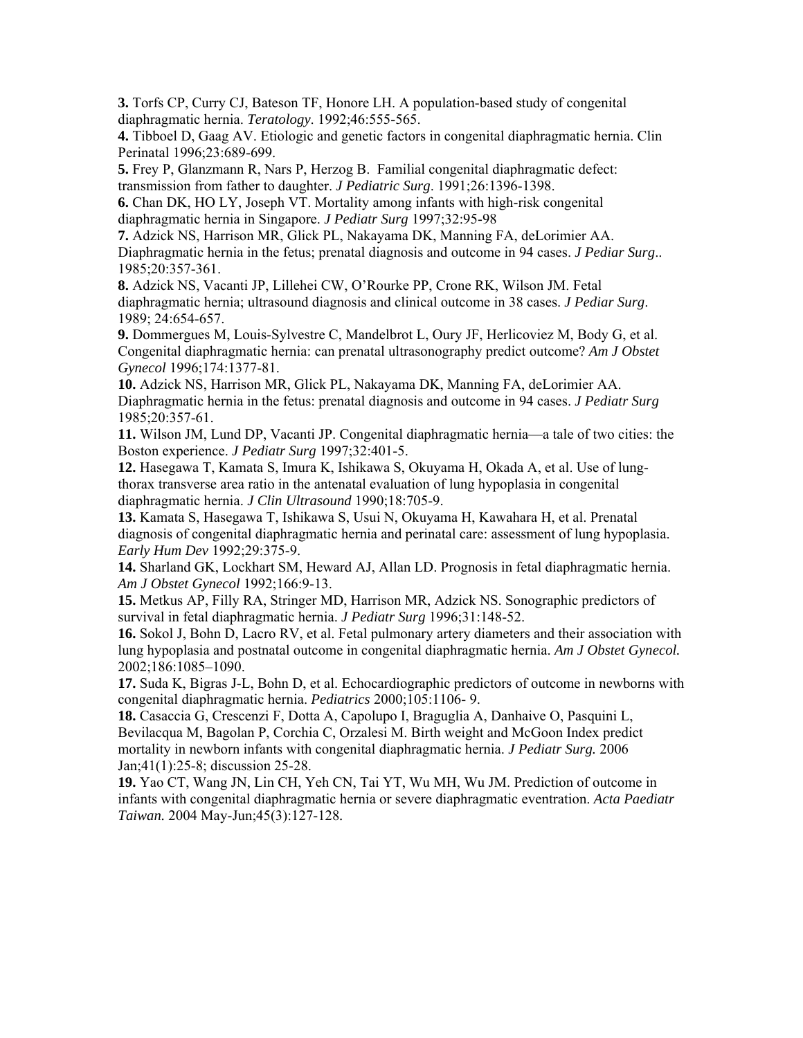**3.** Torfs CP, Curry CJ, Bateson TF, Honore LH. A population-based study of congenital diaphragmatic hernia. *Teratology*. 1992;46:555-565.

**4.** Tibboel D, Gaag AV. Etiologic and genetic factors in congenital diaphragmatic hernia. Clin Perinatal 1996;23:689-699.

**5.** Frey P, Glanzmann R, Nars P, Herzog B. Familial congenital diaphragmatic defect: transmission from father to daughter. *J Pediatric Surg*. 1991;26:1396-1398.

**6.** Chan DK, HO LY, Joseph VT. Mortality among infants with high-risk congenital diaphragmatic hernia in Singapore. *J Pediatr Surg* 1997;32:95-98

**7.** Adzick NS, Harrison MR, Glick PL, Nakayama DK, Manning FA, deLorimier AA. Diaphragmatic hernia in the fetus; prenatal diagnosis and outcome in 94 cases. *J Pediar Surg*.. 1985;20:357-361.

**8.** Adzick NS, Vacanti JP, Lillehei CW, O'Rourke PP, Crone RK, Wilson JM. Fetal diaphragmatic hernia; ultrasound diagnosis and clinical outcome in 38 cases. *J Pediar Surg*. 1989; 24:654-657.

**9.** Dommergues M, Louis-Sylvestre C, Mandelbrot L, Oury JF, Herlicoviez M, Body G, et al. Congenital diaphragmatic hernia: can prenatal ultrasonography predict outcome? *Am J Obstet Gynecol* 1996;174:1377-81.

**10.** Adzick NS, Harrison MR, Glick PL, Nakayama DK, Manning FA, deLorimier AA. Diaphragmatic hernia in the fetus: prenatal diagnosis and outcome in 94 cases. *J Pediatr Surg* 1985;20:357-61.

**11.** Wilson JM, Lund DP, Vacanti JP. Congenital diaphragmatic hernia—a tale of two cities: the Boston experience. *J Pediatr Surg* 1997;32:401-5.

**12.** Hasegawa T, Kamata S, Imura K, Ishikawa S, Okuyama H, Okada A, et al. Use of lung-thorax transverse area ratio in the antenatal evaluation of lung hypoplasia in congenital diaphragmatic hernia. *J Clin Ultrasound* 1990;18:705-9.

**13.** Kamata S, Hasegawa T, Ishikawa S, Usui N, Okuyama H, Kawahara H, et al. Prenatal diagnosis of congenital diaphragmatic hernia and perinatal care: assessment of lung hypoplasia. *Early Hum Dev* 1992;29:375-9.

**14.** Sharland GK, Lockhart SM, Heward AJ, Allan LD. Prognosis in fetal diaphragmatic hernia. *Am J Obstet Gynecol* 1992;166:9-13.

**15.** Metkus AP, Filly RA, Stringer MD, Harrison MR, Adzick NS. Sonographic predictors of survival in fetal diaphragmatic hernia. *J Pediatr Surg* 1996;31:148-52.

**16.** Sokol J, Bohn D, Lacro RV, et al. Fetal pulmonary artery diameters and their association with lung hypoplasia and postnatal outcome in congenital diaphragmatic hernia. *Am J Obstet Gynecol.* 2002;186:1085–1090.

**17.** Suda K, Bigras J-L, Bohn D, et al. Echocardiographic predictors of outcome in newborns with congenital diaphragmatic hernia. *Pediatrics* 2000;105:1106- 9.

**18.** Casaccia G, Crescenzi F, Dotta A, Capolupo I, Braguglia A, Danhaive O, Pasquini L, Bevilacqua M, Bagolan P, Corchia C, Orzalesi M. Birth weight and McGoon Index predict mortality in newborn infants with congenital diaphragmatic hernia. *J Pediatr Surg.* 2006 Jan;41(1):25-8; discussion 25-28.

**19.** Yao CT, Wang JN, Lin CH, Yeh CN, Tai YT, Wu MH, Wu JM. Prediction of outcome in infants with congenital diaphragmatic hernia or severe diaphragmatic eventration. *Acta Paediatr Taiwan.* 2004 May-Jun;45(3):127-128.